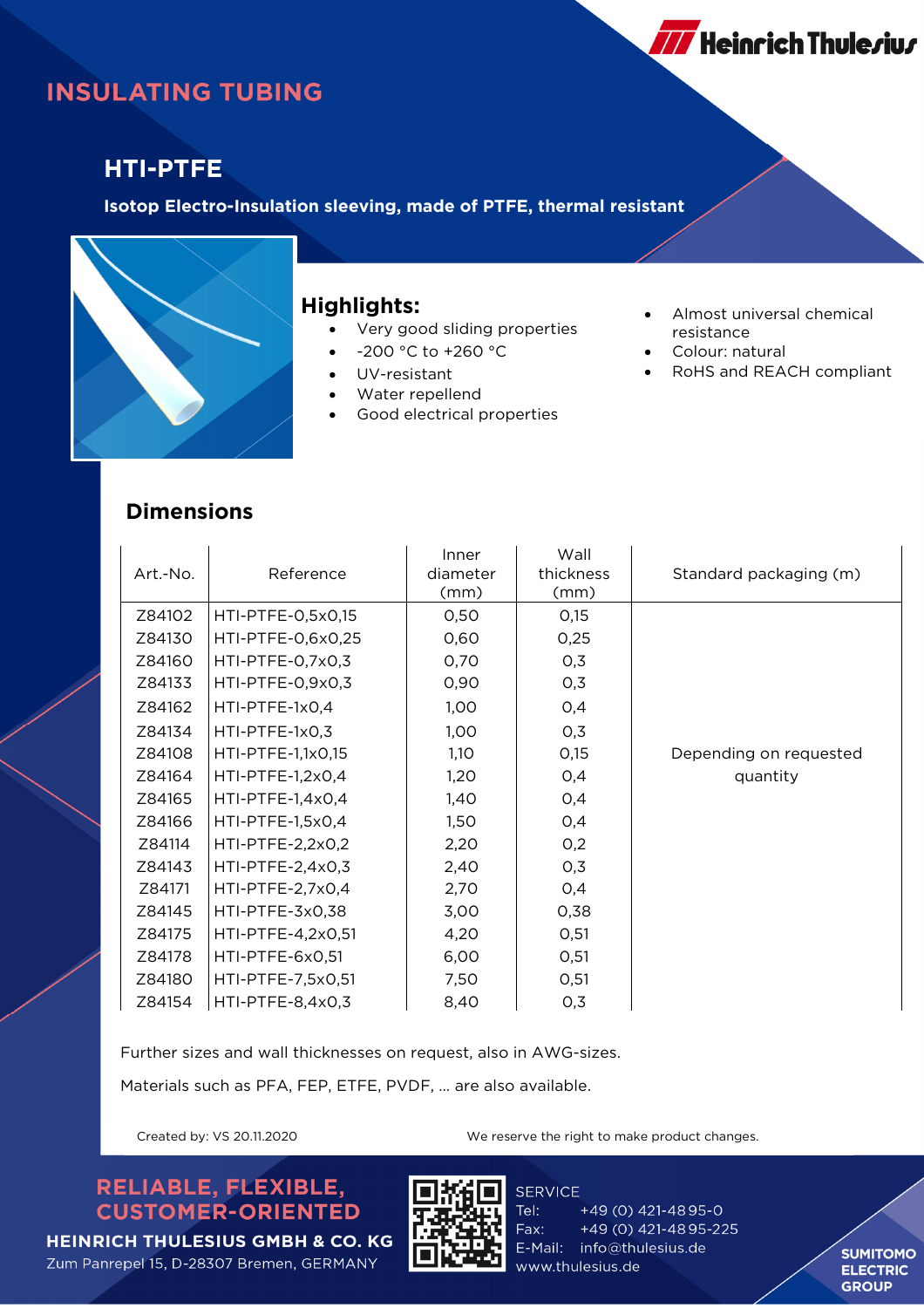# INSULATING TUBING

## HTI-PTFE

**Isotop Electro-Insulation sleeving, made of PTFE, thermal resistant**

### Highlights:

- Very good sliding properties
- -200 °C to +260 °C
- UV-resistant
- Water repellend
- Good electrical properties
- Almost universal chemical resistance
- Colour: natural
- RoHS and REACH compliant

### Dimensions

| Art.-No. | Reference | Inner diameter (mm) | Wall thickness (mm) | Standard packaging (m) |
|---|---|---|---|---|
| Z84102 | HTI-PTFE-0,5x0,15 | 0,50 | 0,15 | Depending on requested quantity |
| Z84130 | HTI-PTFE-0,6x0,25 | 0,60 | 0,25 | |
| Z84160 | HTI-PTFE-0,7x0,3 | 0,70 | 0,3 | |
| Z84133 | HTI-PTFE-0,9x0,3 | 0,90 | 0,3 | |
| Z84162 | HTI-PTFE-1x0,4 | 1,00 | 0,4 | |
| Z84134 | HTI-PTFE-1x0,3 | 1,00 | 0,3 | |
| Z84108 | HTI-PTFE-1,1x0,15 | 1,10 | 0,15 | |
| Z84164 | HTI-PTFE-1,2x0,4 | 1,20 | 0,4 | |
| Z84165 | HTI-PTFE-1,4x0,4 | 1,40 | 0,4 | |
| Z84166 | HTI-PTFE-1,5x0,4 | 1,50 | 0,4 | |
| Z84114 | HTI-PTFE-2,2x0,2 | 2,20 | 0,2 | |
| Z84143 | HTI-PTFE-2,4x0,3 | 2,40 | 0,3 | |
| Z84171 | HTI-PTFE-2,7x0,4 | 2,70 | 0,4 | |
| Z84145 | HTI-PTFE-3x0,38 | 3,00 | 0,38 | |
| Z84175 | HTI-PTFE-4,2x0,51 | 4,20 | 0,51 | |
| Z84178 | HTI-PTFE-6x0,51 | 6,00 | 0,51 | |
| Z84180 | HTI-PTFE-7,5x0,51 | 7,50 | 0,51 | |
| Z84154 | HTI-PTFE-8,4x0,3 | 8,40 | 0,3 | |

Further sizes and wall thicknesses on request, also in AWG-sizes.

Materials such as PFA, FEP, ETFE, PVDF, ... are also available.

Created by: VS 20.11.2020

We reserve the right to make product changes.

**RELIABLE, FLEXIBLE, CUSTOMER-ORIENTED**

**HEINRICH THULESIUS GMBH & CO. KG**
Zum Panrepel 15, D-28307 Bremen, GERMANY

SERVICE
Tel: +49 (0) 421-4895-0
Fax: +49 (0) 421-4895-225
E-Mail: info@thulesius.de
www.thulesius.de

SUMITOMO ELECTRIC GROUP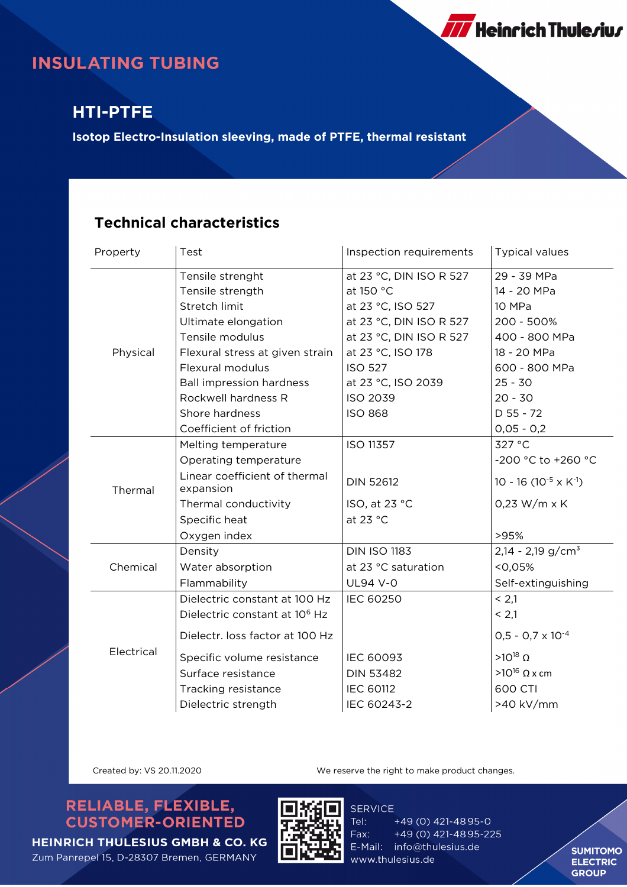# INSULATING TUBING

## HTI-PTFE

**Isotop Electro-Insulation sleeving, made of PTFE, thermal resistant**

### Technical characteristics

| Property | Test | Inspection requirements | Typical values |
|---|---|---|---|
| Physical | Tensile strenght | at 23 °C, DIN ISO R 527 | 29 - 39 MPa |
| | Tensile strength | at 150 °C | 14 - 20 MPa |
| | Stretch limit | at 23 °C, ISO 527 | 10 MPa |
| | Ultimate elongation | at 23 °C, DIN ISO R 527 | 200 - 500% |
| | Tensile modulus | at 23 °C, DIN ISO R 527 | 400 - 800 MPa |
| | Flexural stress at given strain | at 23 °C, ISO 178 | 18 - 20 MPa |
| | Flexural modulus | ISO 527 | 600 - 800 MPa |
| | Ball impression hardness | at 23 °C, ISO 2039 | 25 - 30 |
| | Rockwell hardness R | ISO 2039 | 20 - 30 |
| | Shore hardness | ISO 868 | D 55 - 72 |
| | Coefficient of friction | | 0,05 - 0,2 |
| Thermal | Melting temperature | ISO 11357 | 327 °C |
| | Operating temperature | | -200 °C to +260 °C |
| | Linear coefficient of thermal expansion | DIN 52612 | 10 - 16 ($10^{-5}$ x $K^{-1}$) |
| | Thermal conductivity | ISO, at 23 °C | 0,23 W/m x K |
| | Specific heat | at 23 °C | |
| | Oxygen index | | >95% |
| Chemical | Density | DIN ISO 1183 | 2,14 - 2,19 $g/cm^3$ |
| | Water absorption | at 23 °C saturation | <0,05% |
| | Flammability | UL94 V-0 | Self-extinguishing |
| Electrical | Dielectric constant at 100 Hz | IEC 60250 | < 2,1 |
| | Dielectric constant at $10^6$ Hz | | < 2,1 |
| | Dielectr. loss factor at 100 Hz | | 0,5 - 0,7 x $10^{-4}$ |
| | Specific volume resistance | IEC 60093 | >$10^{18}$ Ω |
| | Surface resistance | DIN 53482 | >$10^{16}$ Ω x cm |
| | Tracking resistance | IEC 60112 | 600 CTI |
| | Dielectric strength | IEC 60243-2 | >40 kV/mm |

Created by: VS 20.11.2020

We reserve the right to make product changes.

**RELIABLE, FLEXIBLE, CUSTOMER-ORIENTED**

**HEINRICH THULESIUS GMBH & CO. KG**
Zum Panrepel 15, D-28307 Bremen, GERMANY

SERVICE
Tel: +49 (0) 421-4895-0
Fax: +49 (0) 421-4895-225
E-Mail: info@thulesius.de
www.thulesius.de

SUMITOMO ELECTRIC GROUP